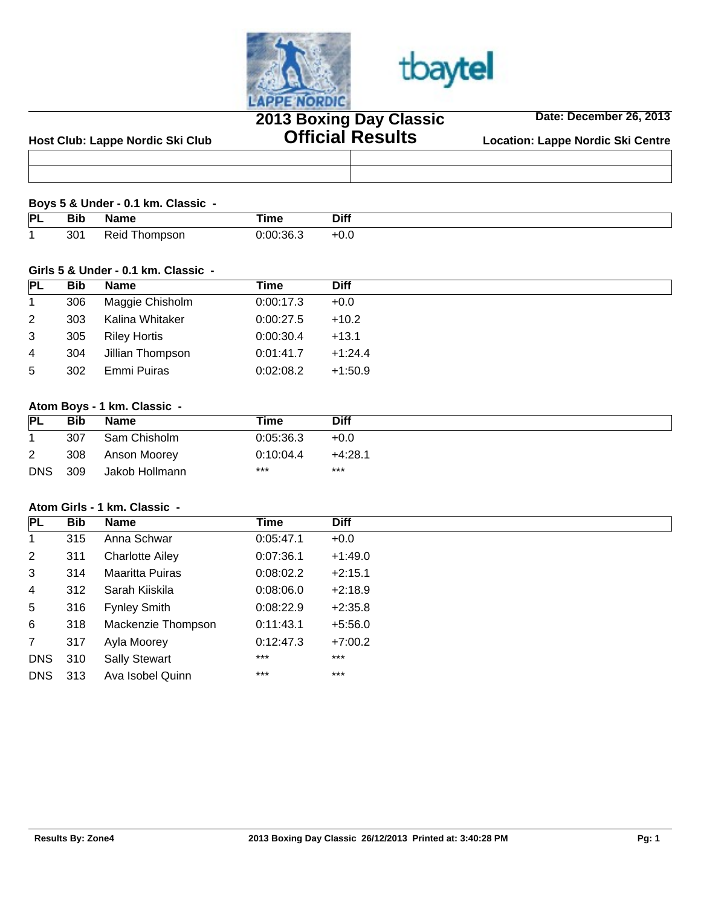# 2013 Boxing Day Classic
## Official Results

**Host Club: Lappe Nordic Ski Club**

**Date: December 26, 2013**

**Location: Lappe Nordic Ski Centre**

### Boys 5 & Under - 0.1 km. Classic -

| PL | Bib | Name | Time | Diff |
|---|---|---|---|---|
| 1 | 301 | Reid Thompson | 0:00:36.3 | +0.0 |

### Girls 5 & Under - 0.1 km. Classic -

| PL | Bib | Name | Time | Diff |
|---|---|---|---|---|
| 1 | 306 | Maggie Chisholm | 0:00:17.3 | +0.0 |
| 2 | 303 | Kalina Whitaker | 0:00:27.5 | +10.2 |
| 3 | 305 | Riley Hortis | 0:00:30.4 | +13.1 |
| 4 | 304 | Jillian Thompson | 0:01:41.7 | +1:24.4 |
| 5 | 302 | Emmi Puiras | 0:02:08.2 | +1:50.9 |

### Atom Boys - 1 km. Classic -

| PL | Bib | Name | Time | Diff |
|---|---|---|---|---|
| 1 | 307 | Sam Chisholm | 0:05:36.3 | +0.0 |
| 2 | 308 | Anson Moorey | 0:10:04.4 | +4:28.1 |
| DNS | 309 | Jakob Hollmann | *** | *** |

### Atom Girls - 1 km. Classic -

| PL | Bib | Name | Time | Diff |
|---|---|---|---|---|
| 1 | 315 | Anna Schwar | 0:05:47.1 | +0.0 |
| 2 | 311 | Charlotte Ailey | 0:07:36.1 | +1:49.0 |
| 3 | 314 | Maaritta Puiras | 0:08:02.2 | +2:15.1 |
| 4 | 312 | Sarah Kiiskila | 0:08:06.0 | +2:18.9 |
| 5 | 316 | Fynley Smith | 0:08:22.9 | +2:35.8 |
| 6 | 318 | Mackenzie Thompson | 0:11:43.1 | +5:56.0 |
| 7 | 317 | Ayla Moorey | 0:12:47.3 | +7:00.2 |
| DNS | 310 | Sally Stewart | *** | *** |
| DNS | 313 | Ava Isobel Quinn | *** | *** |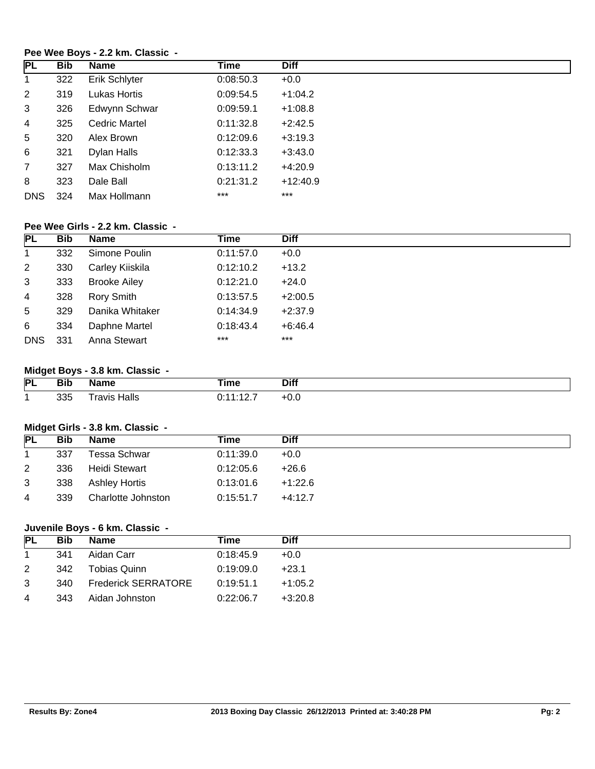### Pee Wee Boys - 2.2 km. Classic -

| PL | Bib | Name | Time | Diff |
|---|---|---|---|---|
| 1 | 322 | Erik Schlyter | 0:08:50.3 | +0.0 |
| 2 | 319 | Lukas Hortis | 0:09:54.5 | +1:04.2 |
| 3 | 326 | Edwynn Schwar | 0:09:59.1 | +1:08.8 |
| 4 | 325 | Cedric Martel | 0:11:32.8 | +2:42.5 |
| 5 | 320 | Alex Brown | 0:12:09.6 | +3:19.3 |
| 6 | 321 | Dylan Halls | 0:12:33.3 | +3:43.0 |
| 7 | 327 | Max Chisholm | 0:13:11.2 | +4:20.9 |
| 8 | 323 | Dale Ball | 0:21:31.2 | +12:40.9 |
| DNS | 324 | Max Hollmann | *** | *** |

### Pee Wee Girls - 2.2 km. Classic -

| PL | Bib | Name | Time | Diff |
|---|---|---|---|---|
| 1 | 332 | Simone Poulin | 0:11:57.0 | +0.0 |
| 2 | 330 | Carley Kiiskila | 0:12:10.2 | +13.2 |
| 3 | 333 | Brooke Ailey | 0:12:21.0 | +24.0 |
| 4 | 328 | Rory Smith | 0:13:57.5 | +2:00.5 |
| 5 | 329 | Danika Whitaker | 0:14:34.9 | +2:37.9 |
| 6 | 334 | Daphne Martel | 0:18:43.4 | +6:46.4 |
| DNS | 331 | Anna Stewart | *** | *** |

### Midget Boys - 3.8 km. Classic -

| PL | Bib | Name | Time | Diff |
|---|---|---|---|---|
| 1 | 335 | Travis Halls | 0:11:12.7 | +0.0 |

### Midget Girls - 3.8 km. Classic -

| PL | Bib | Name | Time | Diff |
|---|---|---|---|---|
| 1 | 337 | Tessa Schwar | 0:11:39.0 | +0.0 |
| 2 | 336 | Heidi Stewart | 0:12:05.6 | +26.6 |
| 3 | 338 | Ashley Hortis | 0:13:01.6 | +1:22.6 |
| 4 | 339 | Charlotte Johnston | 0:15:51.7 | +4:12.7 |

### Juvenile Boys - 6 km. Classic -

| PL | Bib | Name | Time | Diff |
|---|---|---|---|---|
| 1 | 341 | Aidan Carr | 0:18:45.9 | +0.0 |
| 2 | 342 | Tobias Quinn | 0:19:09.0 | +23.1 |
| 3 | 340 | Frederick SERRATORE | 0:19:51.1 | +1:05.2 |
| 4 | 343 | Aidan Johnston | 0:22:06.7 | +3:20.8 |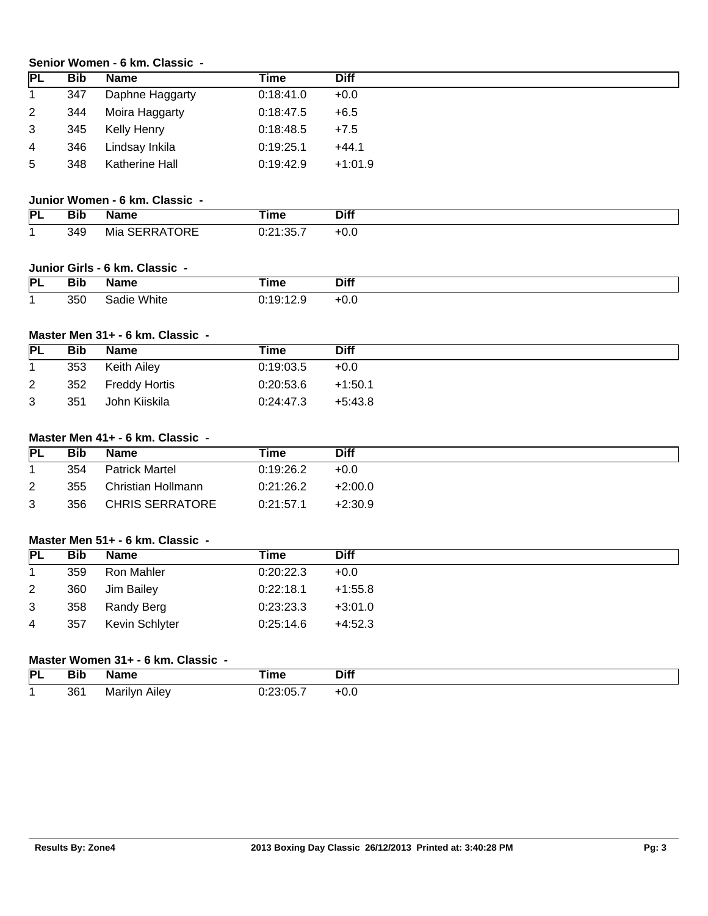### Senior Women - 6 km. Classic -

| PL | Bib | Name | Time | Diff |
|---|---|---|---|---|
| 1 | 347 | Daphne Haggarty | 0:18:41.0 | +0.0 |
| 2 | 344 | Moira Haggarty | 0:18:47.5 | +6.5 |
| 3 | 345 | Kelly Henry | 0:18:48.5 | +7.5 |
| 4 | 346 | Lindsay Inkila | 0:19:25.1 | +44.1 |
| 5 | 348 | Katherine Hall | 0:19:42.9 | +1:01.9 |

### Junior Women - 6 km. Classic -

| PL | Bib | Name | Time | Diff |
|---|---|---|---|---|
| 1 | 349 | Mia SERRATORE | 0:21:35.7 | +0.0 |

### Junior Girls - 6 km. Classic -

| PL | Bib | Name | Time | Diff |
|---|---|---|---|---|
| 1 | 350 | Sadie White | 0:19:12.9 | +0.0 |

### Master Men 31+ - 6 km. Classic -

| PL | Bib | Name | Time | Diff |
|---|---|---|---|---|
| 1 | 353 | Keith Ailey | 0:19:03.5 | +0.0 |
| 2 | 352 | Freddy Hortis | 0:20:53.6 | +1:50.1 |
| 3 | 351 | John Kiiskila | 0:24:47.3 | +5:43.8 |

### Master Men 41+ - 6 km. Classic -

| PL | Bib | Name | Time | Diff |
|---|---|---|---|---|
| 1 | 354 | Patrick Martel | 0:19:26.2 | +0.0 |
| 2 | 355 | Christian Hollmann | 0:21:26.2 | +2:00.0 |
| 3 | 356 | CHRIS SERRATORE | 0:21:57.1 | +2:30.9 |

### Master Men 51+ - 6 km. Classic -

| PL | Bib | Name | Time | Diff |
|---|---|---|---|---|
| 1 | 359 | Ron Mahler | 0:20:22.3 | +0.0 |
| 2 | 360 | Jim Bailey | 0:22:18.1 | +1:55.8 |
| 3 | 358 | Randy Berg | 0:23:23.3 | +3:01.0 |
| 4 | 357 | Kevin Schlyter | 0:25:14.6 | +4:52.3 |

### Master Women 31+ - 6 km. Classic -

| PL | Bib | Name | Time | Diff |
|---|---|---|---|---|
| 1 | 361 | Marilyn Ailey | 0:23:05.7 | +0.0 |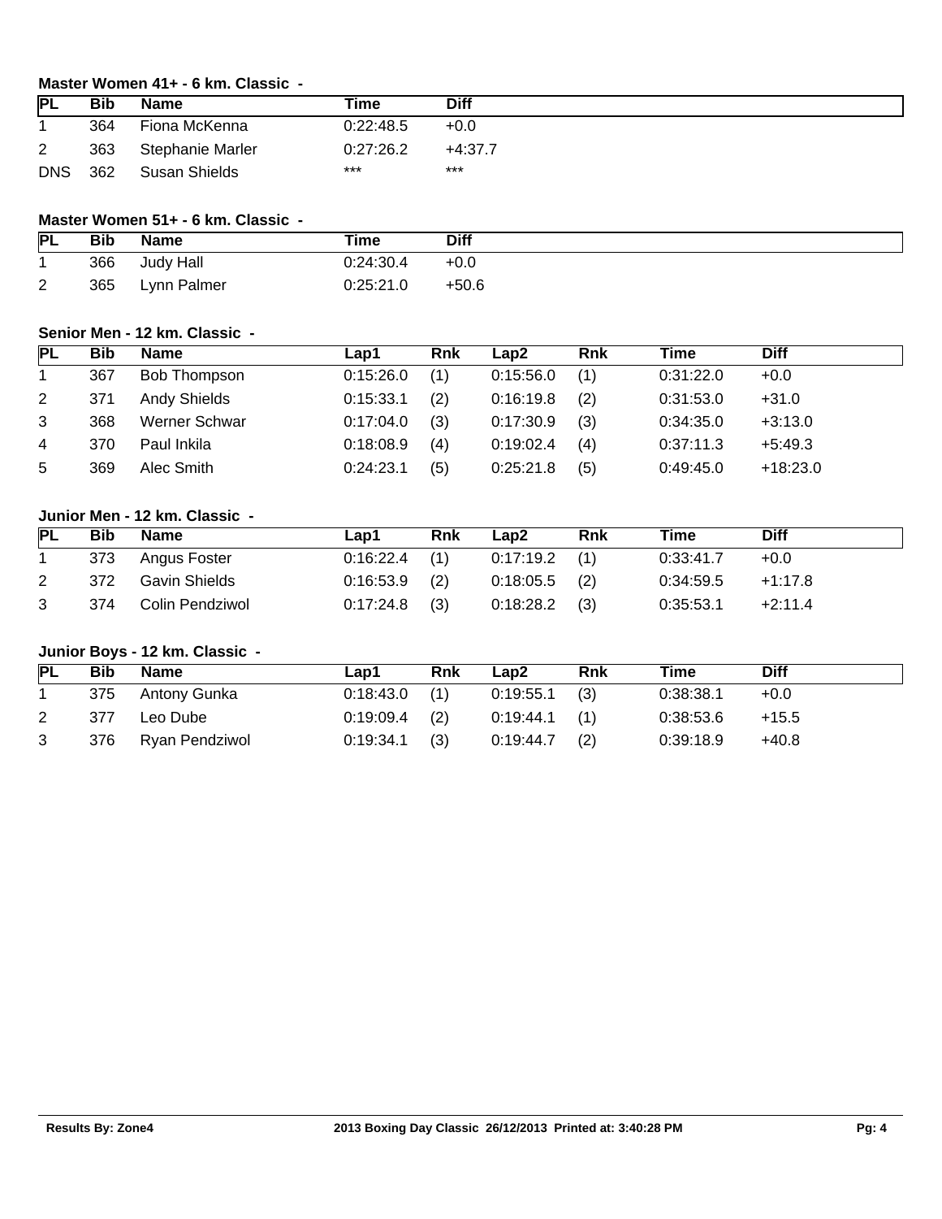### Master Women 41+ - 6 km. Classic -

| PL | Bib | Name | Time | Diff |
|---|---|---|---|---|
| 1 | 364 | Fiona McKenna | 0:22:48.5 | +0.0 |
| 2 | 363 | Stephanie Marler | 0:27:26.2 | +4:37.7 |
| DNS | 362 | Susan Shields | *** | *** |

### Master Women 51+ - 6 km. Classic -

| PL | Bib | Name | Time | Diff |
|---|---|---|---|---|
| 1 | 366 | Judy Hall | 0:24:30.4 | +0.0 |
| 2 | 365 | Lynn Palmer | 0:25:21.0 | +50.6 |

### Senior Men - 12 km. Classic -

| PL | Bib | Name | Lap1 | Rnk | Lap2 | Rnk | Time | Diff |
|---|---|---|---|---|---|---|---|---|
| 1 | 367 | Bob Thompson | 0:15:26.0 | (1) | 0:15:56.0 | (1) | 0:31:22.0 | +0.0 |
| 2 | 371 | Andy Shields | 0:15:33.1 | (2) | 0:16:19.8 | (2) | 0:31:53.0 | +31.0 |
| 3 | 368 | Werner Schwar | 0:17:04.0 | (3) | 0:17:30.9 | (3) | 0:34:35.0 | +3:13.0 |
| 4 | 370 | Paul Inkila | 0:18:08.9 | (4) | 0:19:02.4 | (4) | 0:37:11.3 | +5:49.3 |
| 5 | 369 | Alec Smith | 0:24:23.1 | (5) | 0:25:21.8 | (5) | 0:49:45.0 | +18:23.0 |

### Junior Men - 12 km. Classic -

| PL | Bib | Name | Lap1 | Rnk | Lap2 | Rnk | Time | Diff |
|---|---|---|---|---|---|---|---|---|
| 1 | 373 | Angus Foster | 0:16:22.4 | (1) | 0:17:19.2 | (1) | 0:33:41.7 | +0.0 |
| 2 | 372 | Gavin Shields | 0:16:53.9 | (2) | 0:18:05.5 | (2) | 0:34:59.5 | +1:17.8 |
| 3 | 374 | Colin Pendziwol | 0:17:24.8 | (3) | 0:18:28.2 | (3) | 0:35:53.1 | +2:11.4 |

### Junior Boys - 12 km. Classic -

| PL | Bib | Name | Lap1 | Rnk | Lap2 | Rnk | Time | Diff |
|---|---|---|---|---|---|---|---|---|
| 1 | 375 | Antony Gunka | 0:18:43.0 | (1) | 0:19:55.1 | (3) | 0:38:38.1 | +0.0 |
| 2 | 377 | Leo Dube | 0:19:09.4 | (2) | 0:19:44.1 | (1) | 0:38:53.6 | +15.5 |
| 3 | 376 | Ryan Pendziwol | 0:19:34.1 | (3) | 0:19:44.7 | (2) | 0:39:18.9 | +40.8 |